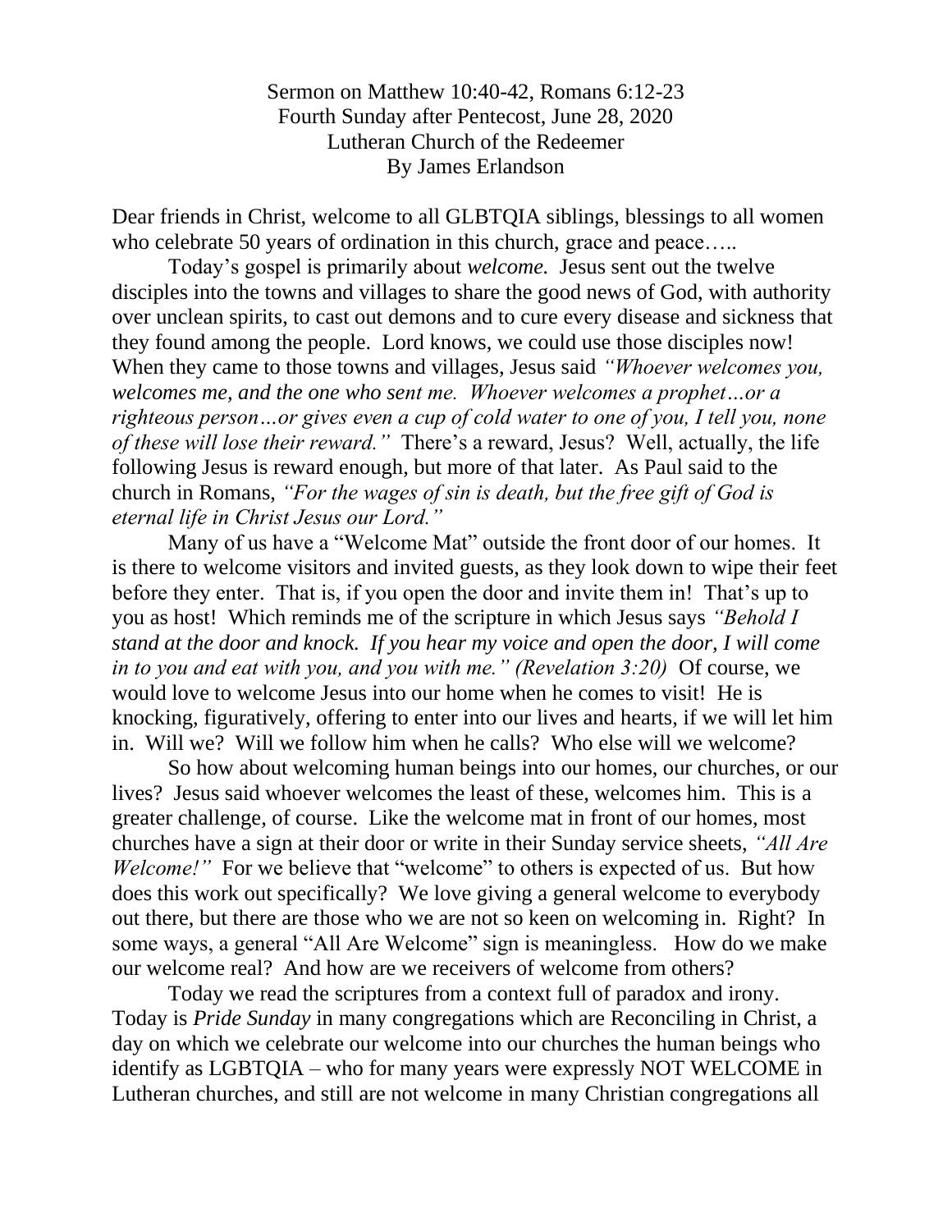Sermon on Matthew 10:40-42, Romans 6:12-23
Fourth Sunday after Pentecost, June 28, 2020
Lutheran Church of the Redeemer
By James Erlandson

Dear friends in Christ, welcome to all GLBTQIA siblings, blessings to all women who celebrate 50 years of ordination in this church, grace and peace…..

Today's gospel is primarily about *welcome.* Jesus sent out the twelve disciples into the towns and villages to share the good news of God, with authority over unclean spirits, to cast out demons and to cure every disease and sickness that they found among the people. Lord knows, we could use those disciples now! When they came to those towns and villages, Jesus said *"Whoever welcomes you, welcomes me, and the one who sent me. Whoever welcomes a prophet…or a righteous person…or gives even a cup of cold water to one of you, I tell you, none of these will lose their reward."* There's a reward, Jesus? Well, actually, the life following Jesus is reward enough, but more of that later. As Paul said to the church in Romans, *"For the wages of sin is death, but the free gift of God is eternal life in Christ Jesus our Lord."*

Many of us have a "Welcome Mat" outside the front door of our homes. It is there to welcome visitors and invited guests, as they look down to wipe their feet before they enter. That is, if you open the door and invite them in! That's up to you as host! Which reminds me of the scripture in which Jesus says *"Behold I stand at the door and knock. If you hear my voice and open the door, I will come in to you and eat with you, and you with me." (Revelation 3:20)* Of course, we would love to welcome Jesus into our home when he comes to visit! He is knocking, figuratively, offering to enter into our lives and hearts, if we will let him in. Will we? Will we follow him when he calls? Who else will we welcome?

So how about welcoming human beings into our homes, our churches, or our lives? Jesus said whoever welcomes the least of these, welcomes him. This is a greater challenge, of course. Like the welcome mat in front of our homes, most churches have a sign at their door or write in their Sunday service sheets, *"All Are Welcome!"* For we believe that "welcome" to others is expected of us. But how does this work out specifically? We love giving a general welcome to everybody out there, but there are those who we are not so keen on welcoming in. Right? In some ways, a general "All Are Welcome" sign is meaningless. How do we make our welcome real? And how are we receivers of welcome from others?

Today we read the scriptures from a context full of paradox and irony. Today is *Pride Sunday* in many congregations which are Reconciling in Christ, a day on which we celebrate our welcome into our churches the human beings who identify as LGBTQIA – who for many years were expressly NOT WELCOME in Lutheran churches, and still are not welcome in many Christian congregations all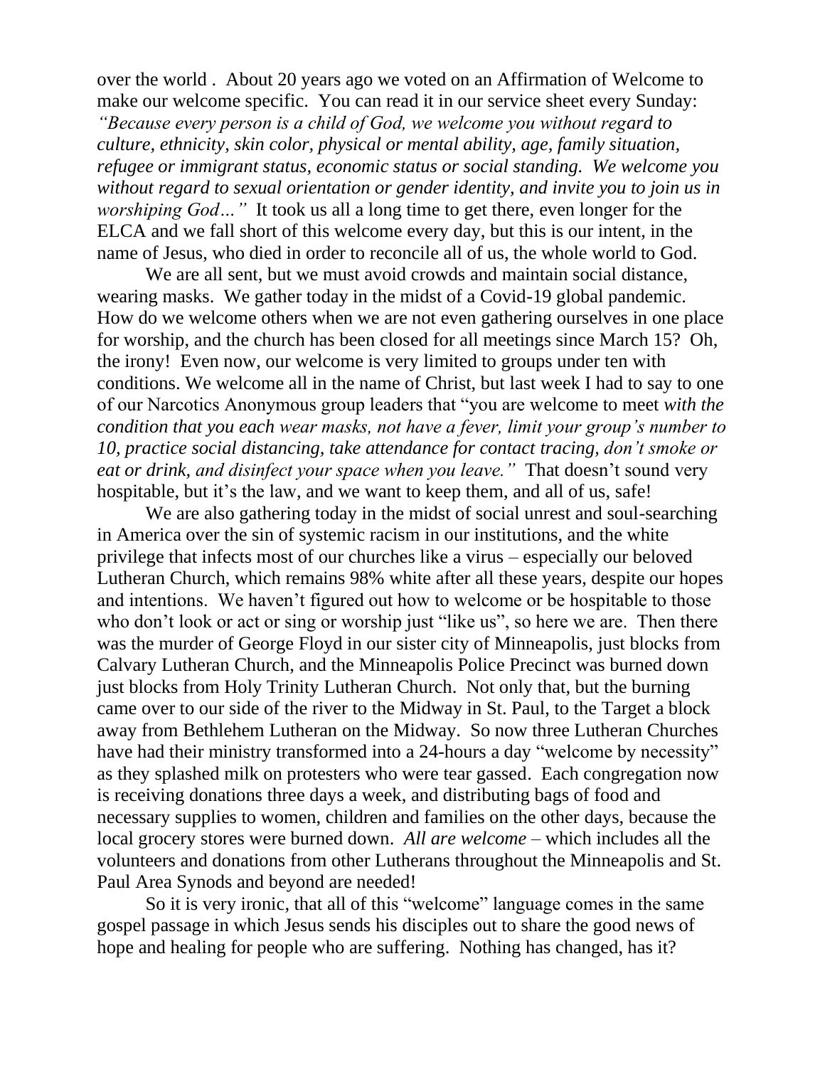over the world . About 20 years ago we voted on an Affirmation of Welcome to make our welcome specific. You can read it in our service sheet every Sunday: *"Because every person is a child of God, we welcome you without regard to culture, ethnicity, skin color, physical or mental ability, age, family situation, refugee or immigrant status, economic status or social standing. We welcome you without regard to sexual orientation or gender identity, and invite you to join us in worshiping God…"* It took us all a long time to get there, even longer for the ELCA and we fall short of this welcome every day, but this is our intent, in the name of Jesus, who died in order to reconcile all of us, the whole world to God.

We are all sent, but we must avoid crowds and maintain social distance, wearing masks. We gather today in the midst of a Covid-19 global pandemic. How do we welcome others when we are not even gathering ourselves in one place for worship, and the church has been closed for all meetings since March 15? Oh, the irony! Even now, our welcome is very limited to groups under ten with conditions. We welcome all in the name of Christ, but last week I had to say to one of our Narcotics Anonymous group leaders that "you are welcome to meet *with the condition that you each wear masks, not have a fever, limit your group's number to 10, practice social distancing, take attendance for contact tracing, don't smoke or eat or drink, and disinfect your space when you leave."* That doesn't sound very hospitable, but it's the law, and we want to keep them, and all of us, safe!

We are also gathering today in the midst of social unrest and soul-searching in America over the sin of systemic racism in our institutions, and the white privilege that infects most of our churches like a virus – especially our beloved Lutheran Church, which remains 98% white after all these years, despite our hopes and intentions. We haven't figured out how to welcome or be hospitable to those who don't look or act or sing or worship just "like us", so here we are. Then there was the murder of George Floyd in our sister city of Minneapolis, just blocks from Calvary Lutheran Church, and the Minneapolis Police Precinct was burned down just blocks from Holy Trinity Lutheran Church. Not only that, but the burning came over to our side of the river to the Midway in St. Paul, to the Target a block away from Bethlehem Lutheran on the Midway. So now three Lutheran Churches have had their ministry transformed into a 24-hours a day "welcome by necessity" as they splashed milk on protesters who were tear gassed. Each congregation now is receiving donations three days a week, and distributing bags of food and necessary supplies to women, children and families on the other days, because the local grocery stores were burned down. *All are welcome* – which includes all the volunteers and donations from other Lutherans throughout the Minneapolis and St. Paul Area Synods and beyond are needed!

So it is very ironic, that all of this "welcome" language comes in the same gospel passage in which Jesus sends his disciples out to share the good news of hope and healing for people who are suffering. Nothing has changed, has it?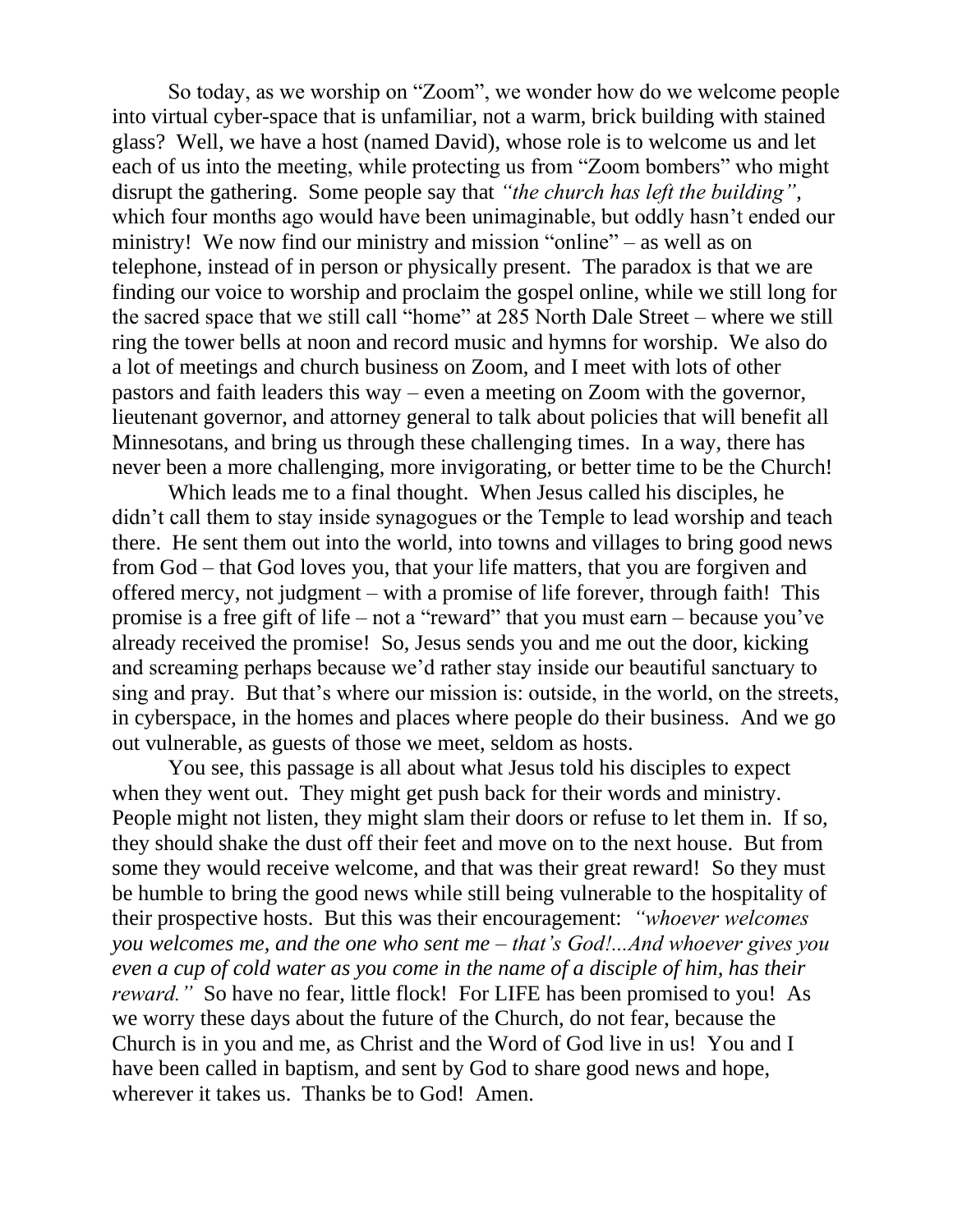So today, as we worship on "Zoom", we wonder how do we welcome people into virtual cyber-space that is unfamiliar, not a warm, brick building with stained glass? Well, we have a host (named David), whose role is to welcome us and let each of us into the meeting, while protecting us from "Zoom bombers" who might disrupt the gathering. Some people say that *"the church has left the building"*, which four months ago would have been unimaginable, but oddly hasn't ended our ministry! We now find our ministry and mission "online" – as well as on telephone, instead of in person or physically present. The paradox is that we are finding our voice to worship and proclaim the gospel online, while we still long for the sacred space that we still call "home" at 285 North Dale Street – where we still ring the tower bells at noon and record music and hymns for worship. We also do a lot of meetings and church business on Zoom, and I meet with lots of other pastors and faith leaders this way – even a meeting on Zoom with the governor, lieutenant governor, and attorney general to talk about policies that will benefit all Minnesotans, and bring us through these challenging times. In a way, there has never been a more challenging, more invigorating, or better time to be the Church!

Which leads me to a final thought. When Jesus called his disciples, he didn't call them to stay inside synagogues or the Temple to lead worship and teach there. He sent them out into the world, into towns and villages to bring good news from God – that God loves you, that your life matters, that you are forgiven and offered mercy, not judgment – with a promise of life forever, through faith! This promise is a free gift of life – not a "reward" that you must earn – because you've already received the promise! So, Jesus sends you and me out the door, kicking and screaming perhaps because we'd rather stay inside our beautiful sanctuary to sing and pray. But that's where our mission is: outside, in the world, on the streets, in cyberspace, in the homes and places where people do their business. And we go out vulnerable, as guests of those we meet, seldom as hosts.

You see, this passage is all about what Jesus told his disciples to expect when they went out. They might get push back for their words and ministry. People might not listen, they might slam their doors or refuse to let them in. If so, they should shake the dust off their feet and move on to the next house. But from some they would receive welcome, and that was their great reward! So they must be humble to bring the good news while still being vulnerable to the hospitality of their prospective hosts. But this was their encouragement: *"whoever welcomes you welcomes me, and the one who sent me – that's God!...And whoever gives you even a cup of cold water as you come in the name of a disciple of him, has their reward."* So have no fear, little flock! For LIFE has been promised to you! As we worry these days about the future of the Church, do not fear, because the Church is in you and me, as Christ and the Word of God live in us! You and I have been called in baptism, and sent by God to share good news and hope, wherever it takes us. Thanks be to God! Amen.